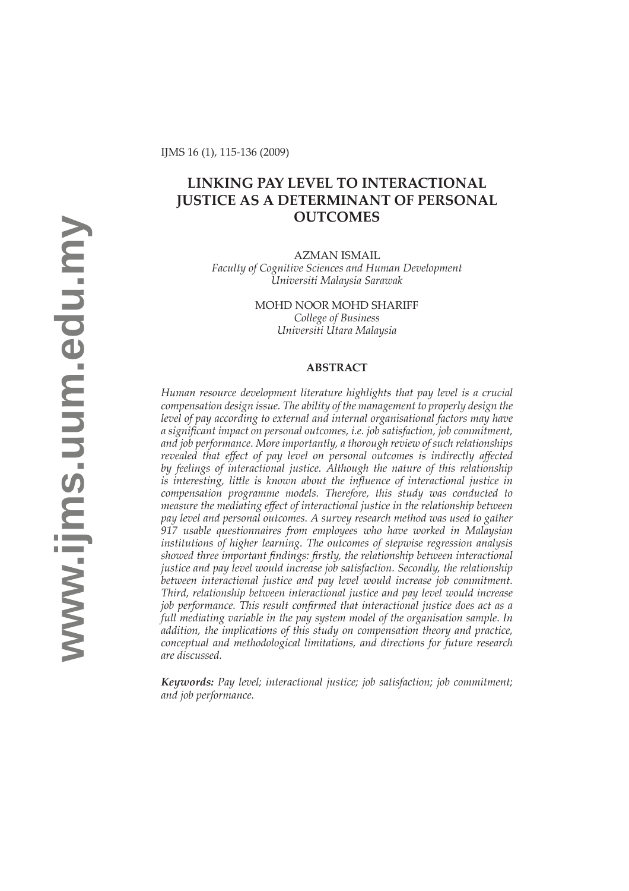# LINKING PAY LEVEL TO INTERACTIONAL JUSTICE AS A DETERMINANT OF PERSONAL OUTCOMES

AZMAN ISMAIL
*Faculty of Cognitive Sciences and Human Development*
*Universiti Malaysia Sarawak*

MOHD NOOR MOHD SHARIFF
*College of Business*
*Universiti Utara Malaysia*

## ABSTRACT

*Human resource development literature highlights that pay level is a crucial compensation design issue. The ability of the management to properly design the level of pay according to external and internal organisational factors may have a significant impact on personal outcomes, i.e. job satisfaction, job commitment, and job performance. More importantly, a thorough review of such relationships revealed that effect of pay level on personal outcomes is indirectly affected by feelings of interactional justice. Although the nature of this relationship is interesting, little is known about the influence of interactional justice in compensation programme models. Therefore, this study was conducted to measure the mediating effect of interactional justice in the relationship between pay level and personal outcomes. A survey research method was used to gather 917 usable questionnaires from employees who have worked in Malaysian institutions of higher learning. The outcomes of stepwise regression analysis showed three important findings: firstly, the relationship between interactional justice and pay level would increase job satisfaction. Secondly, the relationship between interactional justice and pay level would increase job commitment. Third, relationship between interactional justice and pay level would increase job performance. This result confirmed that interactional justice does act as a full mediating variable in the pay system model of the organisation sample. In addition, the implications of this study on compensation theory and practice, conceptual and methodological limitations, and directions for future research are discussed.*

***Keywords:*** *Pay level; interactional justice; job satisfaction; job commitment; and job performance.*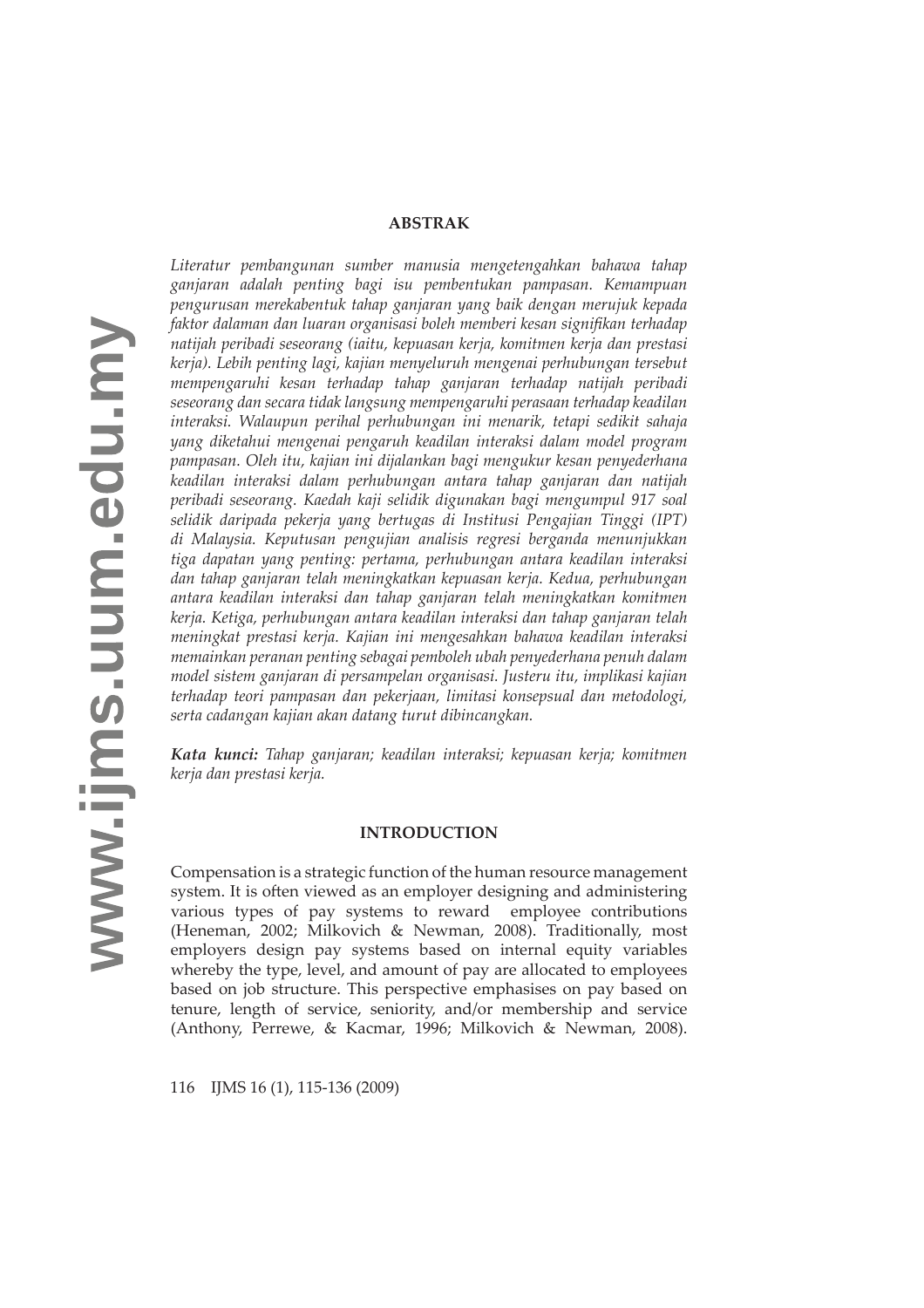## ABSTRAK

*Literatur pembangunan sumber manusia mengetengahkan bahawa tahap ganjaran adalah penting bagi isu pembentukan pampasan. Kemampuan pengurusan merekabentuk tahap ganjaran yang baik dengan merujuk kepada faktor dalaman dan luaran organisasi boleh memberi kesan signifikan terhadap natijah peribadi seseorang (iaitu, kepuasan kerja, komitmen kerja dan prestasi kerja). Lebih penting lagi, kajian menyeluruh mengenai perhubungan tersebut mempengaruhi kesan terhadap tahap ganjaran terhadap natijah peribadi seseorang dan secara tidak langsung mempengaruhi perasaan terhadap keadilan interaksi. Walaupun perihal perhubungan ini menarik, tetapi sedikit sahaja yang diketahui mengenai pengaruh keadilan interaksi dalam model program pampasan. Oleh itu, kajian ini dijalankan bagi mengukur kesan penyederhana keadilan interaksi dalam perhubungan antara tahap ganjaran dan natijah peribadi seseorang. Kaedah kaji selidik digunakan bagi mengumpul 917 soal selidik daripada pekerja yang bertugas di Institusi Pengajian Tinggi (IPT) di Malaysia. Keputusan pengujian analisis regresi berganda menunjukkan tiga dapatan yang penting: pertama, perhubungan antara keadilan interaksi dan tahap ganjaran telah meningkatkan kepuasan kerja. Kedua, perhubungan antara keadilan interaksi dan tahap ganjaran telah meningkatkan komitmen kerja. Ketiga, perhubungan antara keadilan interaksi dan tahap ganjaran telah meningkat prestasi kerja. Kajian ini mengesahkan bahawa keadilan interaksi memainkan peranan penting sebagai pemboleh ubah penyederhana penuh dalam model sistem ganjaran di persampelan organisasi. Justeru itu, implikasi kajian terhadap teori pampasan dan pekerjaan, limitasi konsepsual dan metodologi, serta cadangan kajian akan datang turut dibincangkan.*

***Kata kunci:*** *Tahap ganjaran; keadilan interaksi; kepuasan kerja; komitmen kerja dan prestasi kerja.*

## INTRODUCTION

Compensation is a strategic function of the human resource management system. It is often viewed as an employer designing and administering various types of pay systems to reward employee contributions (Heneman, 2002; Milkovich & Newman, 2008). Traditionally, most employers design pay systems based on internal equity variables whereby the type, level, and amount of pay are allocated to employees based on job structure. This perspective emphasises on pay based on tenure, length of service, seniority, and/or membership and service (Anthony, Perrewe, & Kacmar, 1996; Milkovich & Newman, 2008).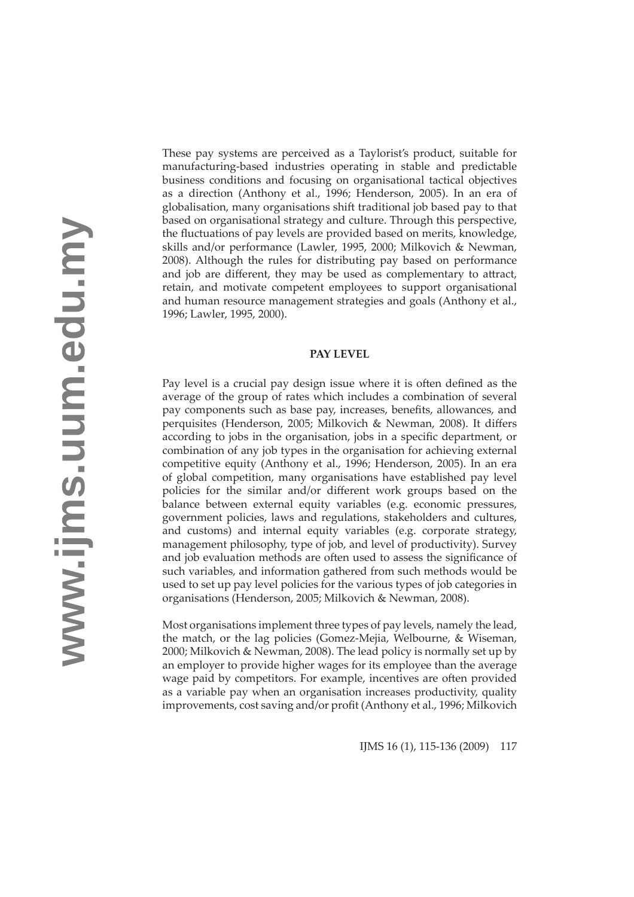These pay systems are perceived as a Taylorist's product, suitable for manufacturing-based industries operating in stable and predictable business conditions and focusing on organisational tactical objectives as a direction (Anthony et al., 1996; Henderson, 2005). In an era of globalisation, many organisations shift traditional job based pay to that based on organisational strategy and culture. Through this perspective, the fluctuations of pay levels are provided based on merits, knowledge, skills and/or performance (Lawler, 1995, 2000; Milkovich & Newman, 2008). Although the rules for distributing pay based on performance and job are different, they may be used as complementary to attract, retain, and motivate competent employees to support organisational and human resource management strategies and goals (Anthony et al., 1996; Lawler, 1995, 2000).

## PAY LEVEL

Pay level is a crucial pay design issue where it is often defined as the average of the group of rates which includes a combination of several pay components such as base pay, increases, benefits, allowances, and perquisites (Henderson, 2005; Milkovich & Newman, 2008). It differs according to jobs in the organisation, jobs in a specific department, or combination of any job types in the organisation for achieving external competitive equity (Anthony et al., 1996; Henderson, 2005). In an era of global competition, many organisations have established pay level policies for the similar and/or different work groups based on the balance between external equity variables (e.g. economic pressures, government policies, laws and regulations, stakeholders and cultures, and customs) and internal equity variables (e.g. corporate strategy, management philosophy, type of job, and level of productivity). Survey and job evaluation methods are often used to assess the significance of such variables, and information gathered from such methods would be used to set up pay level policies for the various types of job categories in organisations (Henderson, 2005; Milkovich & Newman, 2008).

Most organisations implement three types of pay levels, namely the lead, the match, or the lag policies (Gomez-Mejia, Welbourne, & Wiseman, 2000; Milkovich & Newman, 2008). The lead policy is normally set up by an employer to provide higher wages for its employee than the average wage paid by competitors. For example, incentives are often provided as a variable pay when an organisation increases productivity, quality improvements, cost saving and/or profit (Anthony et al., 1996; Milkovich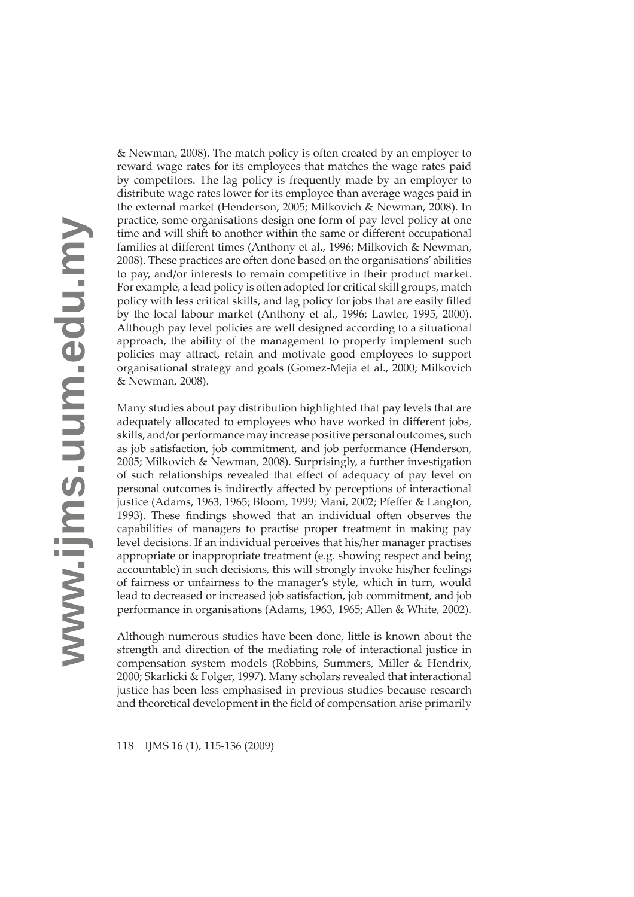& Newman, 2008). The match policy is often created by an employer to reward wage rates for its employees that matches the wage rates paid by competitors. The lag policy is frequently made by an employer to distribute wage rates lower for its employee than average wages paid in the external market (Henderson, 2005; Milkovich & Newman, 2008). In practice, some organisations design one form of pay level policy at one time and will shift to another within the same or different occupational families at different times (Anthony et al., 1996; Milkovich & Newman, 2008). These practices are often done based on the organisations' abilities to pay, and/or interests to remain competitive in their product market. For example, a lead policy is often adopted for critical skill groups, match policy with less critical skills, and lag policy for jobs that are easily filled by the local labour market (Anthony et al., 1996; Lawler, 1995, 2000). Although pay level policies are well designed according to a situational approach, the ability of the management to properly implement such policies may attract, retain and motivate good employees to support organisational strategy and goals (Gomez-Mejia et al., 2000; Milkovich & Newman, 2008).

Many studies about pay distribution highlighted that pay levels that are adequately allocated to employees who have worked in different jobs, skills, and/or performance may increase positive personal outcomes, such as job satisfaction, job commitment, and job performance (Henderson, 2005; Milkovich & Newman, 2008). Surprisingly, a further investigation of such relationships revealed that effect of adequacy of pay level on personal outcomes is indirectly affected by perceptions of interactional justice (Adams, 1963, 1965; Bloom, 1999; Mani, 2002; Pfeffer & Langton, 1993). These findings showed that an individual often observes the capabilities of managers to practise proper treatment in making pay level decisions. If an individual perceives that his/her manager practises appropriate or inappropriate treatment (e.g. showing respect and being accountable) in such decisions, this will strongly invoke his/her feelings of fairness or unfairness to the manager's style, which in turn, would lead to decreased or increased job satisfaction, job commitment, and job performance in organisations (Adams, 1963, 1965; Allen & White, 2002).

Although numerous studies have been done, little is known about the strength and direction of the mediating role of interactional justice in compensation system models (Robbins, Summers, Miller & Hendrix, 2000; Skarlicki & Folger, 1997). Many scholars revealed that interactional justice has been less emphasised in previous studies because research and theoretical development in the field of compensation arise primarily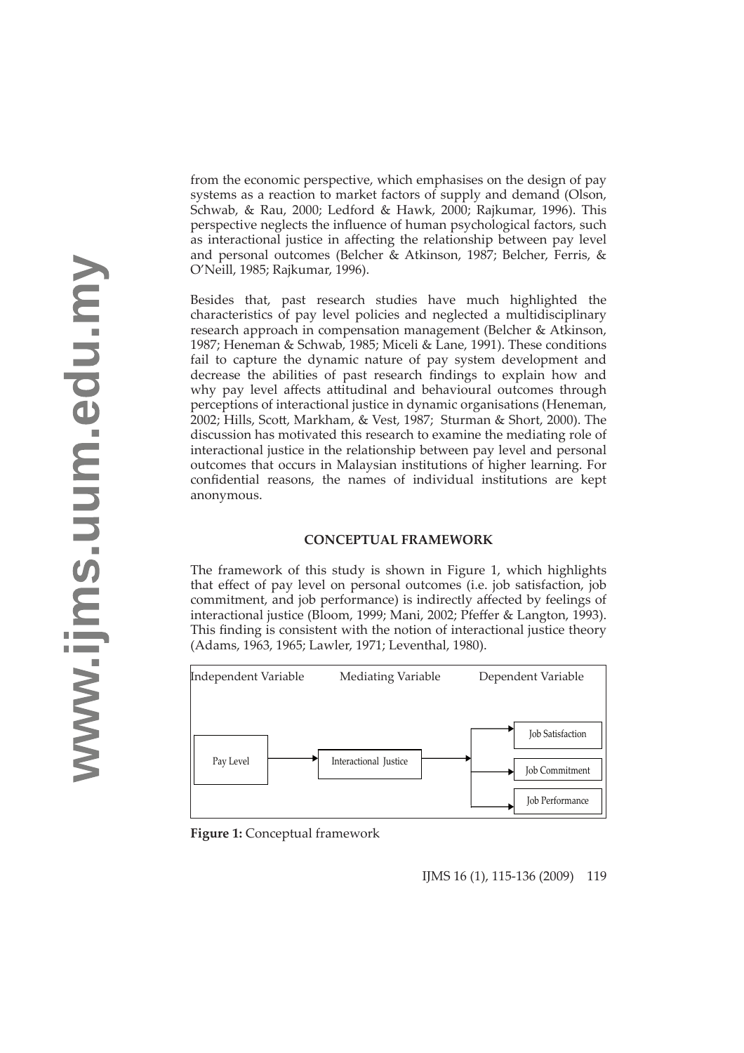from the economic perspective, which emphasises on the design of pay systems as a reaction to market factors of supply and demand (Olson, Schwab, & Rau, 2000; Ledford & Hawk, 2000; Rajkumar, 1996). This perspective neglects the influence of human psychological factors, such as interactional justice in affecting the relationship between pay level and personal outcomes (Belcher & Atkinson, 1987; Belcher, Ferris, & O'Neill, 1985; Rajkumar, 1996).

Besides that, past research studies have much highlighted the characteristics of pay level policies and neglected a multidisciplinary research approach in compensation management (Belcher & Atkinson, 1987; Heneman & Schwab, 1985; Miceli & Lane, 1991). These conditions fail to capture the dynamic nature of pay system development and decrease the abilities of past research findings to explain how and why pay level affects attitudinal and behavioural outcomes through perceptions of interactional justice in dynamic organisations (Heneman, 2002; Hills, Scott, Markham, & Vest, 1987; Sturman & Short, 2000). The discussion has motivated this research to examine the mediating role of interactional justice in the relationship between pay level and personal outcomes that occurs in Malaysian institutions of higher learning. For confidential reasons, the names of individual institutions are kept anonymous.

## CONCEPTUAL FRAMEWORK

The framework of this study is shown in Figure 1, which highlights that effect of pay level on personal outcomes (i.e. job satisfaction, job commitment, and job performance) is indirectly affected by feelings of interactional justice (Bloom, 1999; Mani, 2002; Pfeffer & Langton, 1993). This finding is consistent with the notion of interactional justice theory (Adams, 1963, 1965; Lawler, 1971; Leventhal, 1980).

Independent Variable — Mediating Variable — Dependent Variable

Pay Level → Interactional Justice → Job Satisfaction; Job Commitment; Job Performance

**Figure 1:** Conceptual framework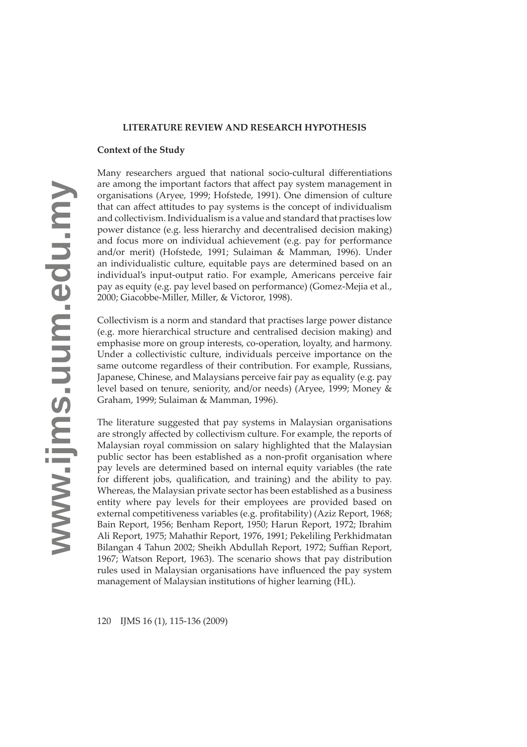## LITERATURE REVIEW AND RESEARCH HYPOTHESIS

### Context of the Study

Many researchers argued that national socio-cultural differentiations are among the important factors that affect pay system management in organisations (Aryee, 1999; Hofstede, 1991). One dimension of culture that can affect attitudes to pay systems is the concept of individualism and collectivism. Individualism is a value and standard that practises low power distance (e.g. less hierarchy and decentralised decision making) and focus more on individual achievement (e.g. pay for performance and/or merit) (Hofstede, 1991; Sulaiman & Mamman, 1996). Under an individualistic culture, equitable pays are determined based on an individual's input-output ratio. For example, Americans perceive fair pay as equity (e.g. pay level based on performance) (Gomez-Mejia et al., 2000; Giacobbe-Miller, Miller, & Victoror, 1998).

Collectivism is a norm and standard that practises large power distance (e.g. more hierarchical structure and centralised decision making) and emphasise more on group interests, co-operation, loyalty, and harmony. Under a collectivistic culture, individuals perceive importance on the same outcome regardless of their contribution. For example, Russians, Japanese, Chinese, and Malaysians perceive fair pay as equality (e.g. pay level based on tenure, seniority, and/or needs) (Aryee, 1999; Money & Graham, 1999; Sulaiman & Mamman, 1996).

The literature suggested that pay systems in Malaysian organisations are strongly affected by collectivism culture. For example, the reports of Malaysian royal commission on salary highlighted that the Malaysian public sector has been established as a non-profit organisation where pay levels are determined based on internal equity variables (the rate for different jobs, qualification, and training) and the ability to pay. Whereas, the Malaysian private sector has been established as a business entity where pay levels for their employees are provided based on external competitiveness variables (e.g. profitability) (Aziz Report, 1968; Bain Report, 1956; Benham Report, 1950; Harun Report, 1972; Ibrahim Ali Report, 1975; Mahathir Report, 1976, 1991; Pekeliling Perkhidmatan Bilangan 4 Tahun 2002; Sheikh Abdullah Report, 1972; Suffian Report, 1967; Watson Report, 1963). The scenario shows that pay distribution rules used in Malaysian organisations have influenced the pay system management of Malaysian institutions of higher learning (HL).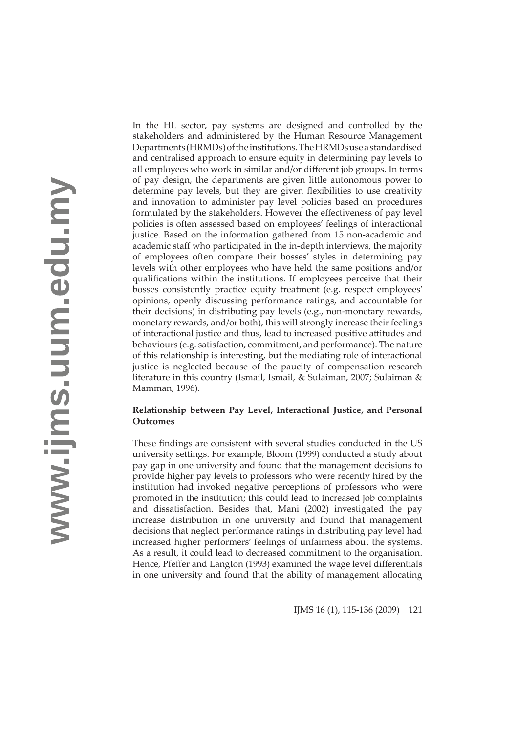In the HL sector, pay systems are designed and controlled by the stakeholders and administered by the Human Resource Management Departments (HRMDs) of the institutions. The HRMDs use a standardised and centralised approach to ensure equity in determining pay levels to all employees who work in similar and/or different job groups. In terms of pay design, the departments are given little autonomous power to determine pay levels, but they are given flexibilities to use creativity and innovation to administer pay level policies based on procedures formulated by the stakeholders. However the effectiveness of pay level policies is often assessed based on employees' feelings of interactional justice. Based on the information gathered from 15 non-academic and academic staff who participated in the in-depth interviews, the majority of employees often compare their bosses' styles in determining pay levels with other employees who have held the same positions and/or qualifications within the institutions. If employees perceive that their bosses consistently practice equity treatment (e.g. respect employees' opinions, openly discussing performance ratings, and accountable for their decisions) in distributing pay levels (e.g., non-monetary rewards, monetary rewards, and/or both), this will strongly increase their feelings of interactional justice and thus, lead to increased positive attitudes and behaviours (e.g. satisfaction, commitment, and performance). The nature of this relationship is interesting, but the mediating role of interactional justice is neglected because of the paucity of compensation research literature in this country (Ismail, Ismail, & Sulaiman, 2007; Sulaiman & Mamman, 1996).

**Relationship between Pay Level, Interactional Justice, and Personal Outcomes**

These findings are consistent with several studies conducted in the US university settings. For example, Bloom (1999) conducted a study about pay gap in one university and found that the management decisions to provide higher pay levels to professors who were recently hired by the institution had invoked negative perceptions of professors who were promoted in the institution; this could lead to increased job complaints and dissatisfaction. Besides that, Mani (2002) investigated the pay increase distribution in one university and found that management decisions that neglect performance ratings in distributing pay level had increased higher performers' feelings of unfairness about the systems. As a result, it could lead to decreased commitment to the organisation. Hence, Pfeffer and Langton (1993) examined the wage level differentials in one university and found that the ability of management allocating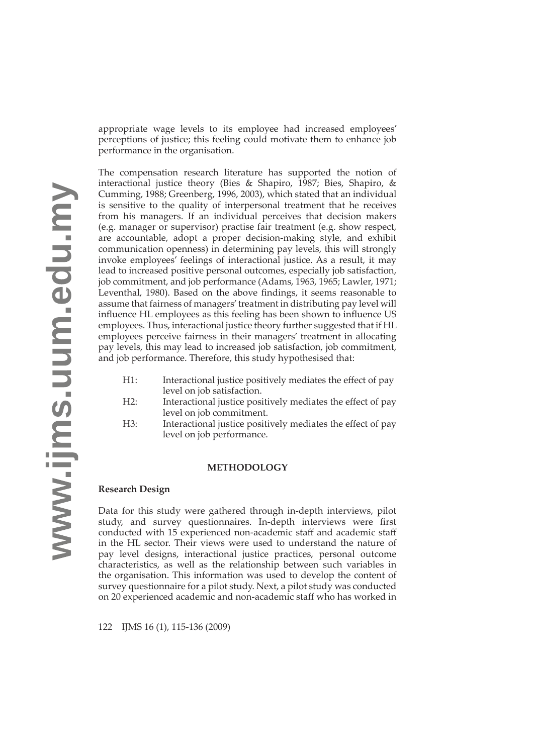appropriate wage levels to its employee had increased employees' perceptions of justice; this feeling could motivate them to enhance job performance in the organisation.

The compensation research literature has supported the notion of interactional justice theory (Bies & Shapiro, 1987; Bies, Shapiro, & Cumming, 1988; Greenberg, 1996, 2003), which stated that an individual is sensitive to the quality of interpersonal treatment that he receives from his managers. If an individual perceives that decision makers (e.g. manager or supervisor) practise fair treatment (e.g. show respect, are accountable, adopt a proper decision-making style, and exhibit communication openness) in determining pay levels, this will strongly invoke employees' feelings of interactional justice. As a result, it may lead to increased positive personal outcomes, especially job satisfaction, job commitment, and job performance (Adams, 1963, 1965; Lawler, 1971; Leventhal, 1980). Based on the above findings, it seems reasonable to assume that fairness of managers' treatment in distributing pay level will influence HL employees as this feeling has been shown to influence US employees. Thus, interactional justice theory further suggested that if HL employees perceive fairness in their managers' treatment in allocating pay levels, this may lead to increased job satisfaction, job commitment, and job performance. Therefore, this study hypothesised that:

- H1: Interactional justice positively mediates the effect of pay level on job satisfaction.
- H2: Interactional justice positively mediates the effect of pay level on job commitment.
- H3: Interactional justice positively mediates the effect of pay level on job performance.

## METHODOLOGY

### Research Design

Data for this study were gathered through in-depth interviews, pilot study, and survey questionnaires. In-depth interviews were first conducted with 15 experienced non-academic staff and academic staff in the HL sector. Their views were used to understand the nature of pay level designs, interactional justice practices, personal outcome characteristics, as well as the relationship between such variables in the organisation. This information was used to develop the content of survey questionnaire for a pilot study. Next, a pilot study was conducted on 20 experienced academic and non-academic staff who has worked in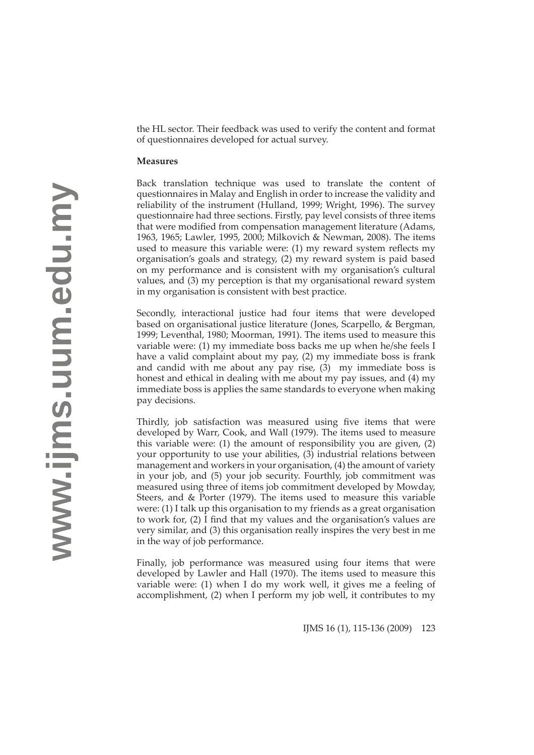the HL sector. Their feedback was used to verify the content and format of questionnaires developed for actual survey.

**Measures**

Back translation technique was used to translate the content of questionnaires in Malay and English in order to increase the validity and reliability of the instrument (Hulland, 1999; Wright, 1996). The survey questionnaire had three sections. Firstly, pay level consists of three items that were modified from compensation management literature (Adams, 1963, 1965; Lawler, 1995, 2000; Milkovich & Newman, 2008). The items used to measure this variable were: (1) my reward system reflects my organisation's goals and strategy, (2) my reward system is paid based on my performance and is consistent with my organisation's cultural values, and (3) my perception is that my organisational reward system in my organisation is consistent with best practice.

Secondly, interactional justice had four items that were developed based on organisational justice literature (Jones, Scarpello, & Bergman, 1999; Leventhal, 1980; Moorman, 1991). The items used to measure this variable were: (1) my immediate boss backs me up when he/she feels I have a valid complaint about my pay, (2) my immediate boss is frank and candid with me about any pay rise, (3) my immediate boss is honest and ethical in dealing with me about my pay issues, and (4) my immediate boss is applies the same standards to everyone when making pay decisions.

Thirdly, job satisfaction was measured using five items that were developed by Warr, Cook, and Wall (1979). The items used to measure this variable were: (1) the amount of responsibility you are given, (2) your opportunity to use your abilities, (3) industrial relations between management and workers in your organisation, (4) the amount of variety in your job, and (5) your job security. Fourthly, job commitment was measured using three of items job commitment developed by Mowday, Steers, and & Porter (1979). The items used to measure this variable were: (1) I talk up this organisation to my friends as a great organisation to work for, (2) I find that my values and the organisation's values are very similar, and (3) this organisation really inspires the very best in me in the way of job performance.

Finally, job performance was measured using four items that were developed by Lawler and Hall (1970). The items used to measure this variable were: (1) when I do my work well, it gives me a feeling of accomplishment, (2) when I perform my job well, it contributes to my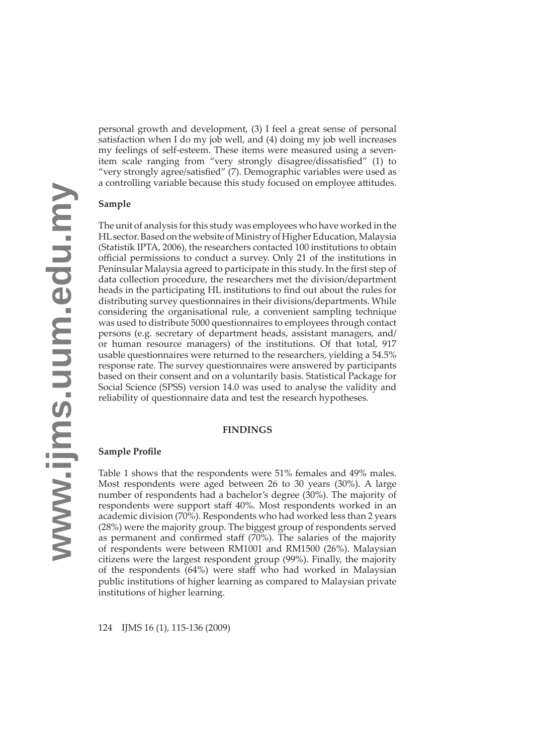personal growth and development, (3) I feel a great sense of personal satisfaction when I do my job well, and (4) doing my job well increases my feelings of self-esteem. These items were measured using a seven-item scale ranging from "very strongly disagree/dissatisfied" (1) to "very strongly agree/satisfied" (7). Demographic variables were used as a controlling variable because this study focused on employee attitudes.

### Sample

The unit of analysis for this study was employees who have worked in the HL sector. Based on the website of Ministry of Higher Education, Malaysia (Statistik IPTA, 2006), the researchers contacted 100 institutions to obtain official permissions to conduct a survey. Only 21 of the institutions in Peninsular Malaysia agreed to participate in this study. In the first step of data collection procedure, the researchers met the division/department heads in the participating HL institutions to find out about the rules for distributing survey questionnaires in their divisions/departments. While considering the organisational rule, a convenient sampling technique was used to distribute 5000 questionnaires to employees through contact persons (e.g. secretary of department heads, assistant managers, and/or human resource managers) of the institutions. Of that total, 917 usable questionnaires were returned to the researchers, yielding a 54.5% response rate. The survey questionnaires were answered by participants based on their consent and on a voluntarily basis. Statistical Package for Social Science (SPSS) version 14.0 was used to analyse the validity and reliability of questionnaire data and test the research hypotheses.

## FINDINGS

### Sample Profile

Table 1 shows that the respondents were 51% females and 49% males. Most respondents were aged between 26 to 30 years (30%). A large number of respondents had a bachelor's degree (30%). The majority of respondents were support staff 40%. Most respondents worked in an academic division (70%). Respondents who had worked less than 2 years (28%) were the majority group. The biggest group of respondents served as permanent and confirmed staff (70%). The salaries of the majority of respondents were between RM1001 and RM1500 (26%). Malaysian citizens were the largest respondent group (99%). Finally, the majority of the respondents (64%) were staff who had worked in Malaysian public institutions of higher learning as compared to Malaysian private institutions of higher learning.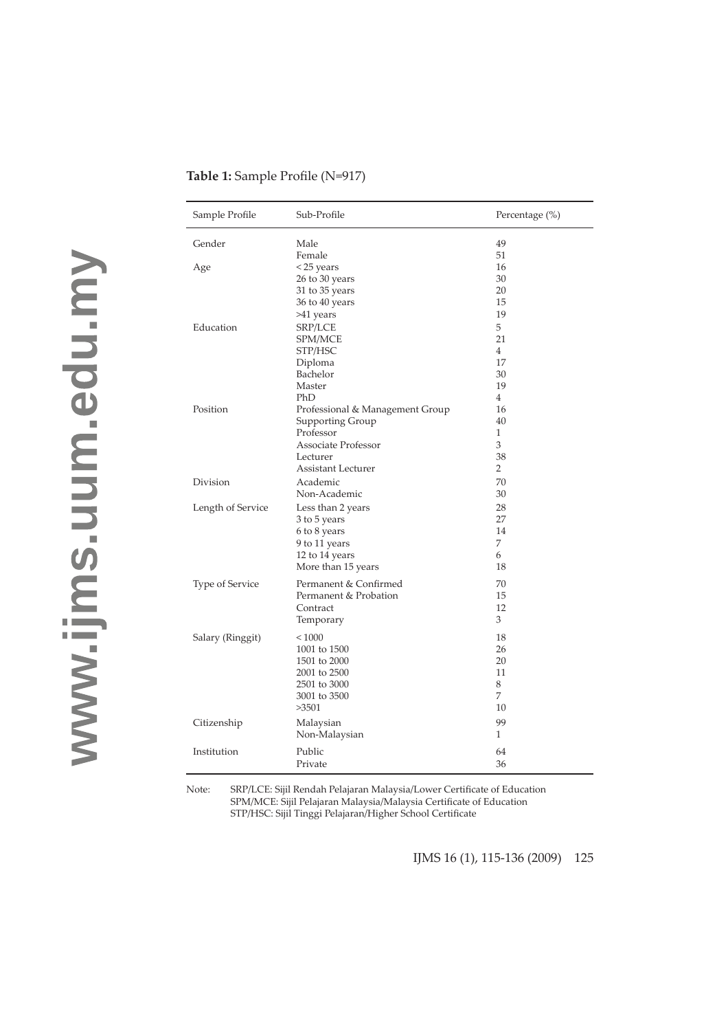**Table 1:** Sample Profile (N=917)

| Sample Profile | Sub-Profile | Percentage (%) |
|---|---|---|
| Gender | Male | 49 |
| | Female | 51 |
| Age | < 25 years | 16 |
| | 26 to 30 years | 30 |
| | 31 to 35 years | 20 |
| | 36 to 40 years | 15 |
| | >41 years | 19 |
| Education | SRP/LCE | 5 |
| | SPM/MCE | 21 |
| | STP/HSC | 4 |
| | Diploma | 17 |
| | Bachelor | 30 |
| | Master | 19 |
| | PhD | 4 |
| Position | Professional & Management Group | 16 |
| | Supporting Group | 40 |
| | Professor | 1 |
| | Associate Professor | 3 |
| | Lecturer | 38 |
| | Assistant Lecturer | 2 |
| Division | Academic | 70 |
| | Non-Academic | 30 |
| Length of Service | Less than 2 years | 28 |
| | 3 to 5 years | 27 |
| | 6 to 8 years | 14 |
| | 9 to 11 years | 7 |
| | 12 to 14 years | 6 |
| | More than 15 years | 18 |
| Type of Service | Permanent & Confirmed | 70 |
| | Permanent & Probation | 15 |
| | Contract | 12 |
| | Temporary | 3 |
| Salary (Ringgit) | < 1000 | 18 |
| | 1001 to 1500 | 26 |
| | 1501 to 2000 | 20 |
| | 2001 to 2500 | 11 |
| | 2501 to 3000 | 8 |
| | 3001 to 3500 | 7 |
| | >3501 | 10 |
| Citizenship | Malaysian | 99 |
| | Non-Malaysian | 1 |
| Institution | Public | 64 |
| | Private | 36 |

Note: SRP/LCE: Sijil Rendah Pelajaran Malaysia/Lower Certificate of Education
SPM/MCE: Sijil Pelajaran Malaysia/Malaysia Certificate of Education
STP/HSC: Sijil Tinggi Pelajaran/Higher School Certificate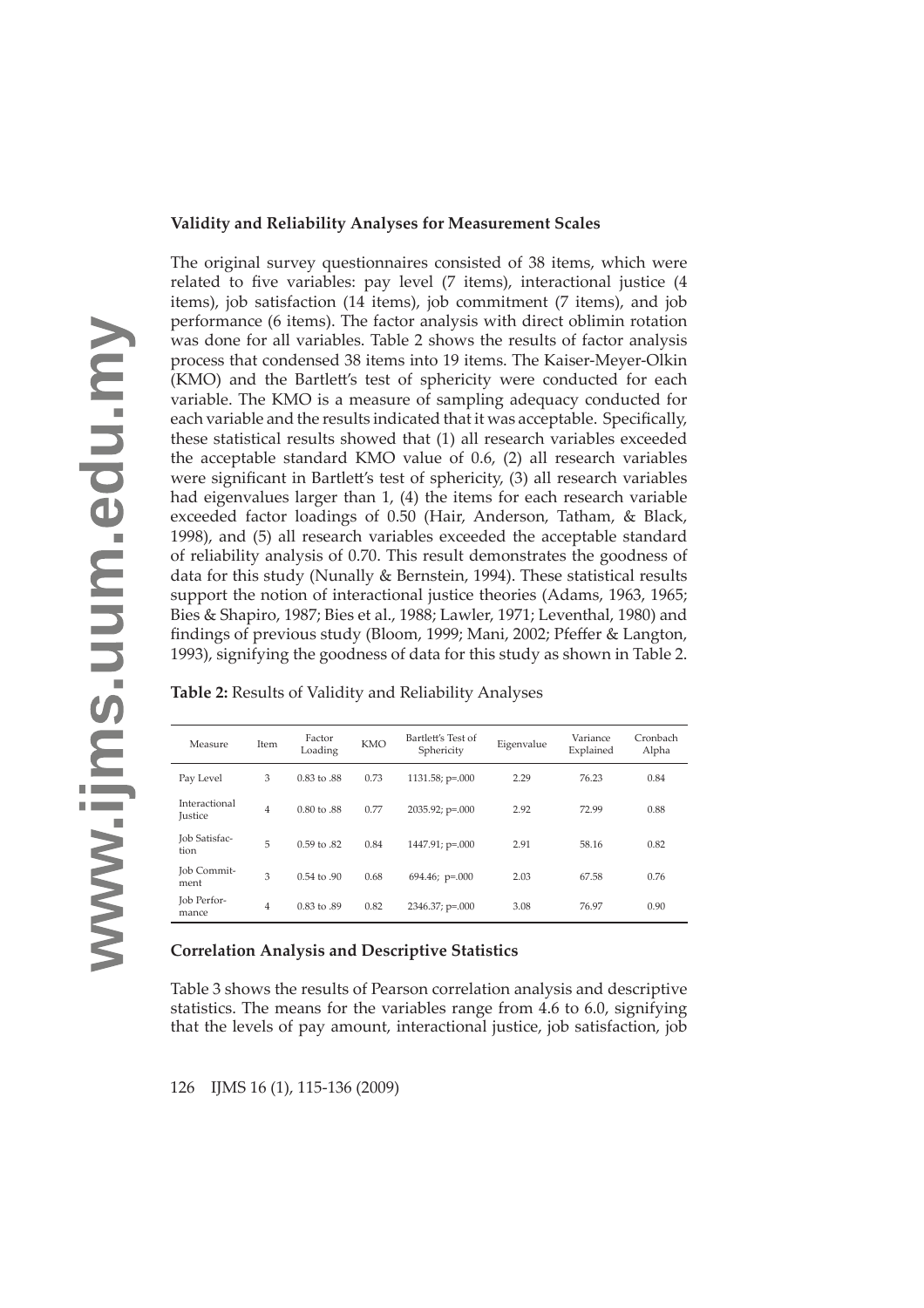**Validity and Reliability Analyses for Measurement Scales**

The original survey questionnaires consisted of 38 items, which were related to five variables: pay level (7 items), interactional justice (4 items), job satisfaction (14 items), job commitment (7 items), and job performance (6 items). The factor analysis with direct oblimin rotation was done for all variables. Table 2 shows the results of factor analysis process that condensed 38 items into 19 items. The Kaiser-Meyer-Olkin (KMO) and the Bartlett's test of sphericity were conducted for each variable. The KMO is a measure of sampling adequacy conducted for each variable and the results indicated that it was acceptable. Specifically, these statistical results showed that (1) all research variables exceeded the acceptable standard KMO value of 0.6, (2) all research variables were significant in Bartlett's test of sphericity, (3) all research variables had eigenvalues larger than 1, (4) the items for each research variable exceeded factor loadings of 0.50 (Hair, Anderson, Tatham, & Black, 1998), and (5) all research variables exceeded the acceptable standard of reliability analysis of 0.70. This result demonstrates the goodness of data for this study (Nunally & Bernstein, 1994). These statistical results support the notion of interactional justice theories (Adams, 1963, 1965; Bies & Shapiro, 1987; Bies et al., 1988; Lawler, 1971; Leventhal, 1980) and findings of previous study (Bloom, 1999; Mani, 2002; Pfeffer & Langton, 1993), signifying the goodness of data for this study as shown in Table 2.

**Table 2:** Results of Validity and Reliability Analyses

| Measure | Item | Factor Loading | KMO | Bartlett's Test of Sphericity | Eigenvalue | Variance Explained | Cronbach Alpha |
|---|---|---|---|---|---|---|---|
| Pay Level | 3 | 0.83 to .88 | 0.73 | 1131.58; p=.000 | 2.29 | 76.23 | 0.84 |
| Interactional Justice | 4 | 0.80 to .88 | 0.77 | 2035.92; p=.000 | 2.92 | 72.99 | 0.88 |
| Job Satisfaction | 5 | 0.59 to .82 | 0.84 | 1447.91; p=.000 | 2.91 | 58.16 | 0.82 |
| Job Commitment | 3 | 0.54 to .90 | 0.68 | 694.46; p=.000 | 2.03 | 67.58 | 0.76 |
| Job Performance | 4 | 0.83 to .89 | 0.82 | 2346.37; p=.000 | 3.08 | 76.97 | 0.90 |

**Correlation Analysis and Descriptive Statistics**

Table 3 shows the results of Pearson correlation analysis and descriptive statistics. The means for the variables range from 4.6 to 6.0, signifying that the levels of pay amount, interactional justice, job satisfaction, job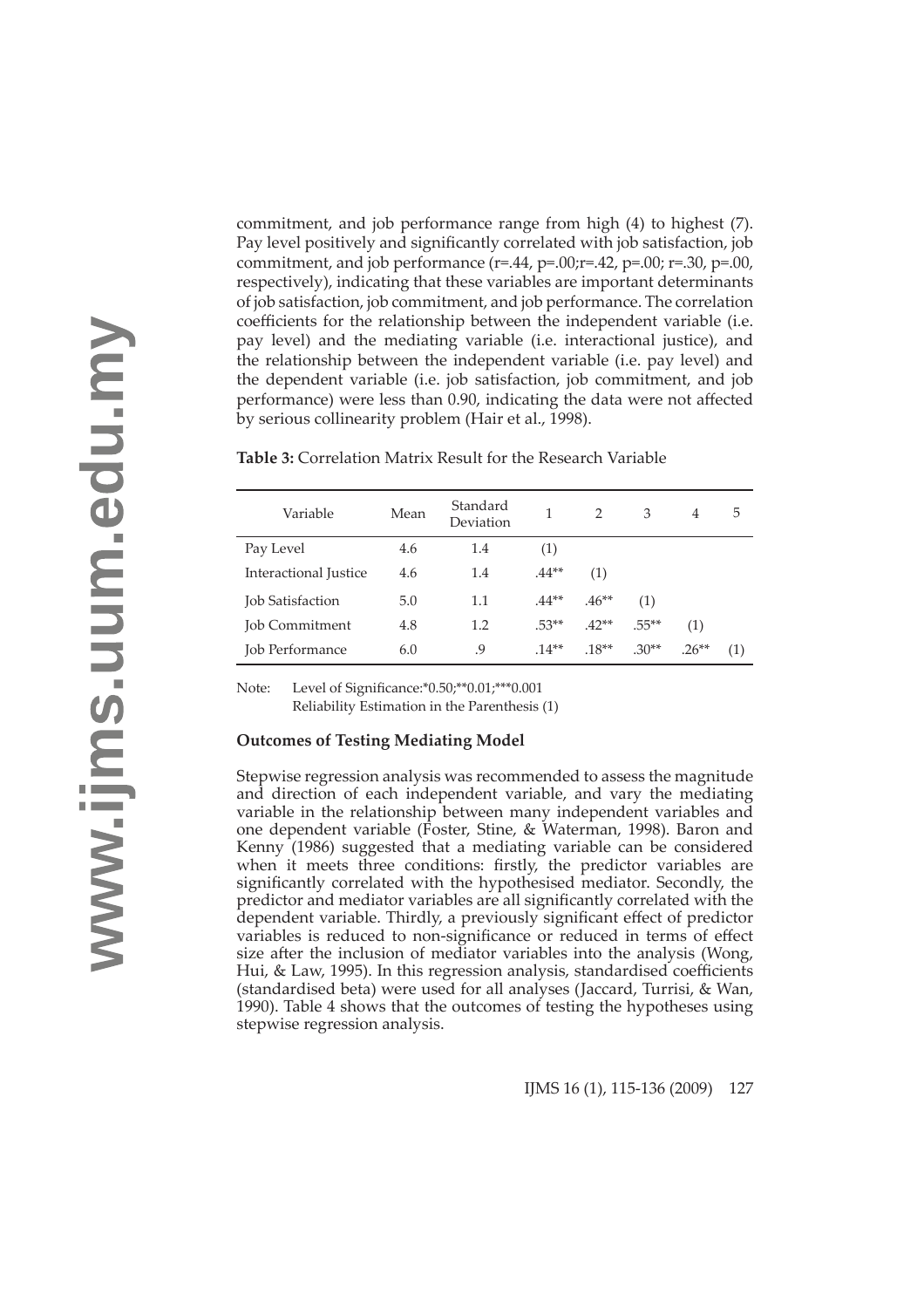commitment, and job performance range from high (4) to highest (7). Pay level positively and significantly correlated with job satisfaction, job commitment, and job performance (r=.44, p=.00;r=.42, p=.00; r=.30, p=.00, respectively), indicating that these variables are important determinants of job satisfaction, job commitment, and job performance. The correlation coefficients for the relationship between the independent variable (i.e. pay level) and the mediating variable (i.e. interactional justice), and the relationship between the independent variable (i.e. pay level) and the dependent variable (i.e. job satisfaction, job commitment, and job performance) were less than 0.90, indicating the data were not affected by serious collinearity problem (Hair et al., 1998).

**Table 3:** Correlation Matrix Result for the Research Variable

| Variable | Mean | Standard Deviation | 1 | 2 | 3 | 4 | 5 |
|---|---|---|---|---|---|---|---|
| Pay Level | 4.6 | 1.4 | (1) | | | | |
| Interactional Justice | 4.6 | 1.4 | .44** | (1) | | | |
| Job Satisfaction | 5.0 | 1.1 | .44** | .46** | (1) | | |
| Job Commitment | 4.8 | 1.2 | .53** | .42** | .55** | (1) | |
| Job Performance | 6.0 | .9 | .14** | .18** | .30** | .26** | (1) |

Note: Level of Significance:*0.50;**0.01;***0.001
Reliability Estimation in the Parenthesis (1)

### Outcomes of Testing Mediating Model

Stepwise regression analysis was recommended to assess the magnitude and direction of each independent variable, and vary the mediating variable in the relationship between many independent variables and one dependent variable (Foster, Stine, & Waterman, 1998). Baron and Kenny (1986) suggested that a mediating variable can be considered when it meets three conditions: firstly, the predictor variables are significantly correlated with the hypothesised mediator. Secondly, the predictor and mediator variables are all significantly correlated with the dependent variable. Thirdly, a previously significant effect of predictor variables is reduced to non-significance or reduced in terms of effect size after the inclusion of mediator variables into the analysis (Wong, Hui, & Law, 1995). In this regression analysis, standardised coefficients (standardised beta) were used for all analyses (Jaccard, Turrisi, & Wan, 1990). Table 4 shows that the outcomes of testing the hypotheses using stepwise regression analysis.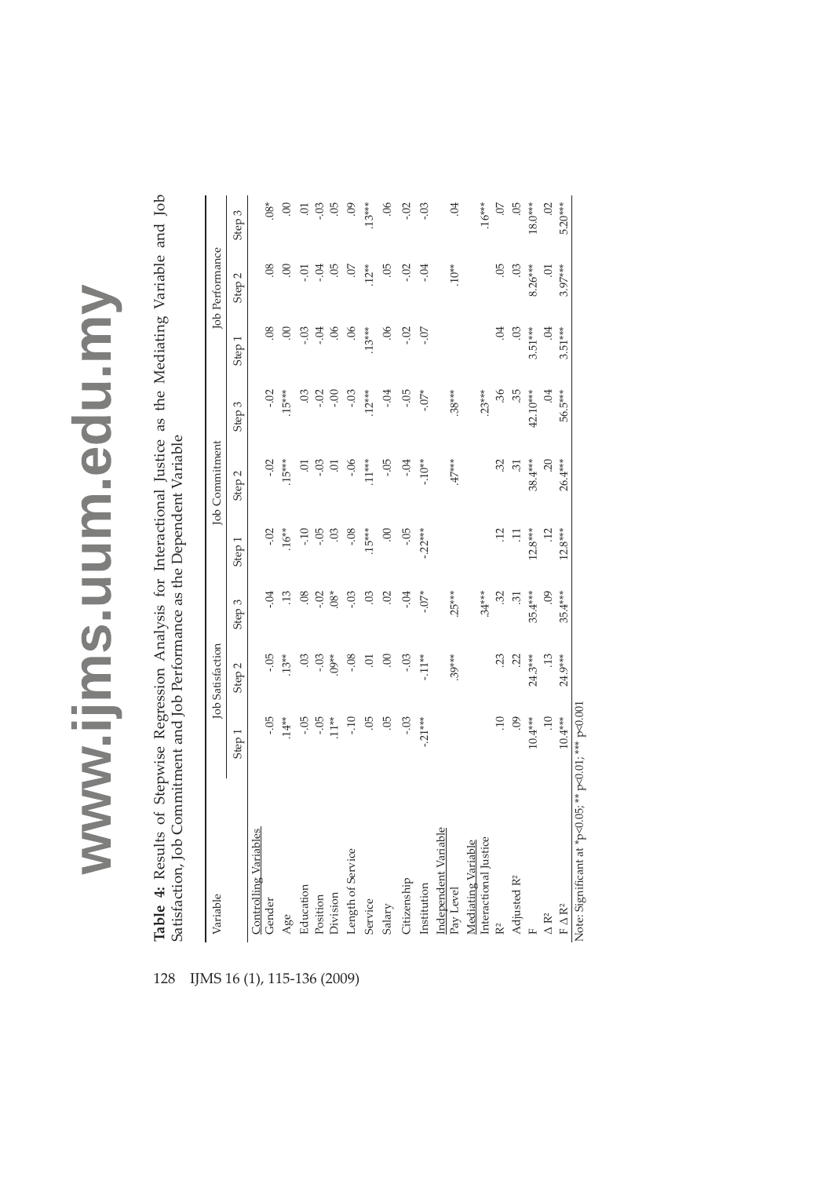**Table 4:** Results of Stepwise Regression Analysis for Interactional Justice as the Mediating Variable and Job Satisfaction, Job Commitment and Job Performance as the Dependent Variable

| Variable | Job Satisfaction | | | Job Commitment | | | Job Performance | | |
|---|---|---|---|---|---|---|---|---|---|
| | Step 1 | Step 2 | Step 3 | Step 1 | Step 2 | Step 3 | Step 1 | Step 2 | Step 3 |
| Controlling Variables | | | | | | | | | |
| Gender | -.05 | -.05 | -.04 | -.02 | -.02 | -.02 | .08 | .08 | .08* |
| Age | .14** | .13** | .13 | .16** | .15*** | .15*** | .00 | .00 | .00 |
| Education | -.05 | .03 | .08 | -.10 | .01 | .03 | -.03 | -.01 | .01 |
| Position | -.05 | -.03 | -.02 | -.05 | -.03 | -.02 | -.04 | -.04 | -.03 |
| Division | .11** | .09** | .08* | .03 | .01 | -.00 | .06 | .05 | .05 |
| Length of Service | -.10 | -.08 | -.03 | -.08 | -.06 | -.03 | .06 | .07 | .09 |
| Service | .05 | .01 | .03 | .15*** | .11*** | .12*** | .13*** | .12** | .13*** |
| Salary | .05 | .00 | .02 | .00 | -.05 | -.04 | .06 | .05 | .06 |
| Citizenship | -.03 | -.03 | -.04 | -.05 | -.04 | -.05 | -.02 | -.02 | -.02 |
| Institution | -.21*** | -.11** | -.07* | -.22*** | -.10** | -.07* | -.07 | -.04 | -.03 |
| Independent Variable | | | | | | | | | |
| Pay Level | | .39*** | .25*** | | .47*** | .38*** | | .10** | .04 |
| Mediating Variable | | | | | | | | | |
| Interactional Justice | | | .34*** | | | .23*** | | | .16*** |
| $R^2$ | .10 | .23 | .32 | .12 | .32 | .36 | .04 | .05 | .07 |
| Adjusted $R^2$ | .09 | .22 | .31 | .11 | .31 | .35 | .03 | .03 | .05 |
| F | 10.4*** | 24.3*** | 35.4*** | 12.8*** | 38.4*** | 42.10*** | 3.51*** | 8.26*** | 18.0*** |
| $\Delta R^2$ | .10 | .13 | .09 | .12 | .20 | .04 | .04 | .01 | .02 |
| $F \Delta R^2$ | 10.4*** | 24.9*** | 35.4*** | 12.8*** | 26.4*** | 56.5*** | 3.51*** | 3.97*** | 5.20*** |

Note: Significant at *$p<0.05$; ** $p<0.01$; *** $p<0.001$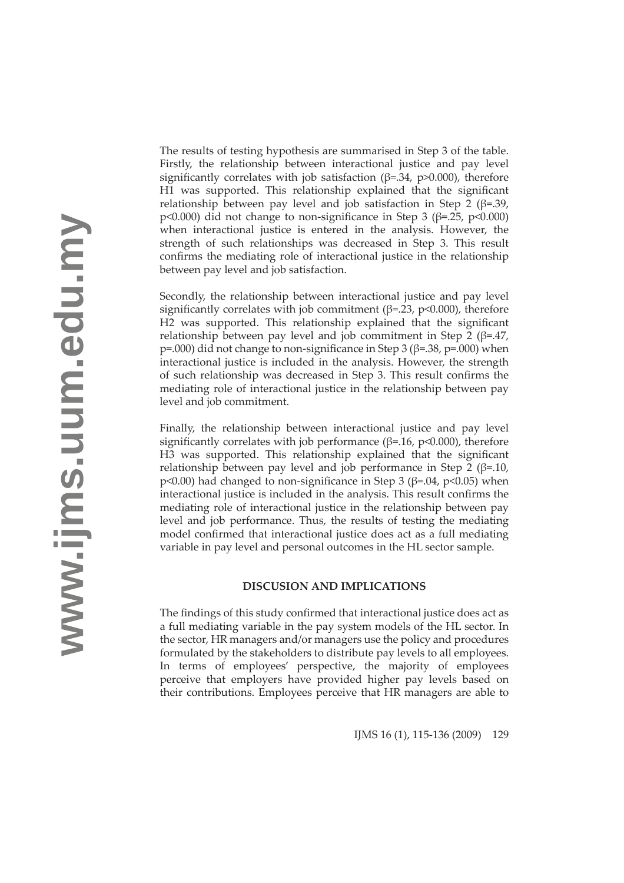The results of testing hypothesis are summarised in Step 3 of the table. Firstly, the relationship between interactional justice and pay level significantly correlates with job satisfaction ($\beta$=.34, p>0.000), therefore H1 was supported. This relationship explained that the significant relationship between pay level and job satisfaction in Step 2 ($\beta$=.39, p<0.000) did not change to non-significance in Step 3 ($\beta$=.25, p<0.000) when interactional justice is entered in the analysis. However, the strength of such relationships was decreased in Step 3. This result confirms the mediating role of interactional justice in the relationship between pay level and job satisfaction.

Secondly, the relationship between interactional justice and pay level significantly correlates with job commitment ($\beta$=.23, p<0.000), therefore H2 was supported. This relationship explained that the significant relationship between pay level and job commitment in Step 2 ($\beta$=.47, p=.000) did not change to non-significance in Step 3 ($\beta$=.38, p=.000) when interactional justice is included in the analysis. However, the strength of such relationship was decreased in Step 3. This result confirms the mediating role of interactional justice in the relationship between pay level and job commitment.

Finally, the relationship between interactional justice and pay level significantly correlates with job performance ($\beta$=.16, p<0.000), therefore H3 was supported. This relationship explained that the significant relationship between pay level and job performance in Step 2 ($\beta$=.10, p<0.00) had changed to non-significance in Step 3 ($\beta$=.04, p<0.05) when interactional justice is included in the analysis. This result confirms the mediating role of interactional justice in the relationship between pay level and job performance. Thus, the results of testing the mediating model confirmed that interactional justice does act as a full mediating variable in pay level and personal outcomes in the HL sector sample.

## DISCUSION AND IMPLICATIONS

The findings of this study confirmed that interactional justice does act as a full mediating variable in the pay system models of the HL sector. In the sector, HR managers and/or managers use the policy and procedures formulated by the stakeholders to distribute pay levels to all employees. In terms of employees' perspective, the majority of employees perceive that employers have provided higher pay levels based on their contributions. Employees perceive that HR managers are able to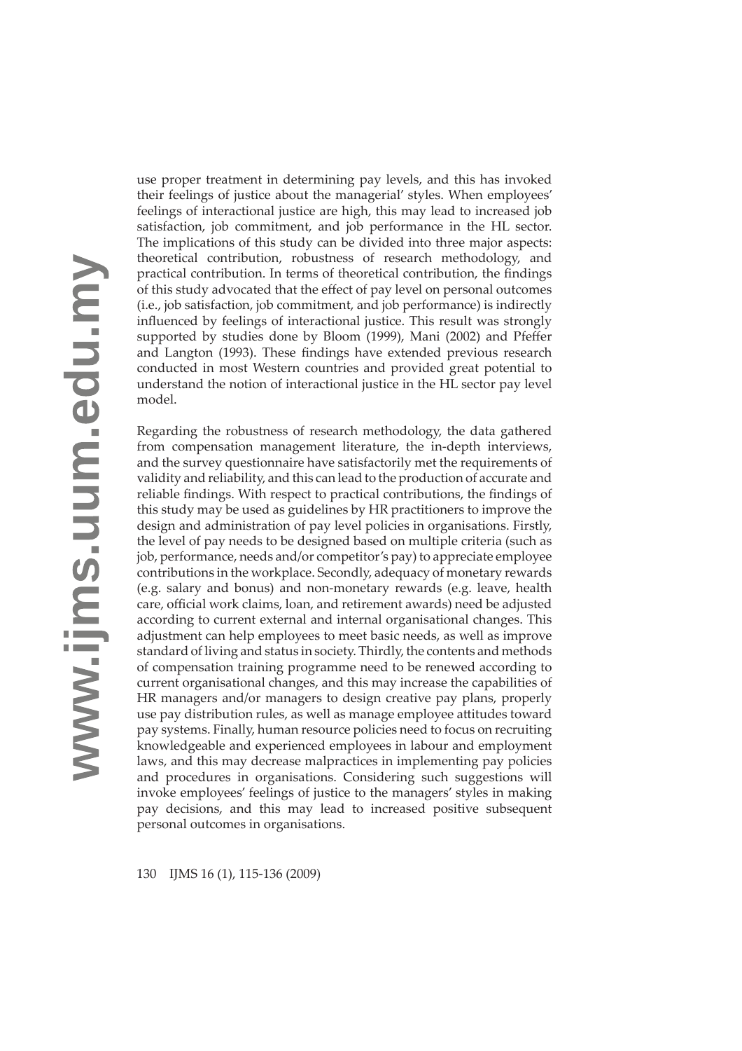use proper treatment in determining pay levels, and this has invoked their feelings of justice about the managerial' styles. When employees' feelings of interactional justice are high, this may lead to increased job satisfaction, job commitment, and job performance in the HL sector. The implications of this study can be divided into three major aspects: theoretical contribution, robustness of research methodology, and practical contribution. In terms of theoretical contribution, the findings of this study advocated that the effect of pay level on personal outcomes (i.e., job satisfaction, job commitment, and job performance) is indirectly influenced by feelings of interactional justice. This result was strongly supported by studies done by Bloom (1999), Mani (2002) and Pfeffer and Langton (1993). These findings have extended previous research conducted in most Western countries and provided great potential to understand the notion of interactional justice in the HL sector pay level model.

Regarding the robustness of research methodology, the data gathered from compensation management literature, the in-depth interviews, and the survey questionnaire have satisfactorily met the requirements of validity and reliability, and this can lead to the production of accurate and reliable findings. With respect to practical contributions, the findings of this study may be used as guidelines by HR practitioners to improve the design and administration of pay level policies in organisations. Firstly, the level of pay needs to be designed based on multiple criteria (such as job, performance, needs and/or competitor's pay) to appreciate employee contributions in the workplace. Secondly, adequacy of monetary rewards (e.g. salary and bonus) and non-monetary rewards (e.g. leave, health care, official work claims, loan, and retirement awards) need be adjusted according to current external and internal organisational changes. This adjustment can help employees to meet basic needs, as well as improve standard of living and status in society. Thirdly, the contents and methods of compensation training programme need to be renewed according to current organisational changes, and this may increase the capabilities of HR managers and/or managers to design creative pay plans, properly use pay distribution rules, as well as manage employee attitudes toward pay systems. Finally, human resource policies need to focus on recruiting knowledgeable and experienced employees in labour and employment laws, and this may decrease malpractices in implementing pay policies and procedures in organisations. Considering such suggestions will invoke employees' feelings of justice to the managers' styles in making pay decisions, and this may lead to increased positive subsequent personal outcomes in organisations.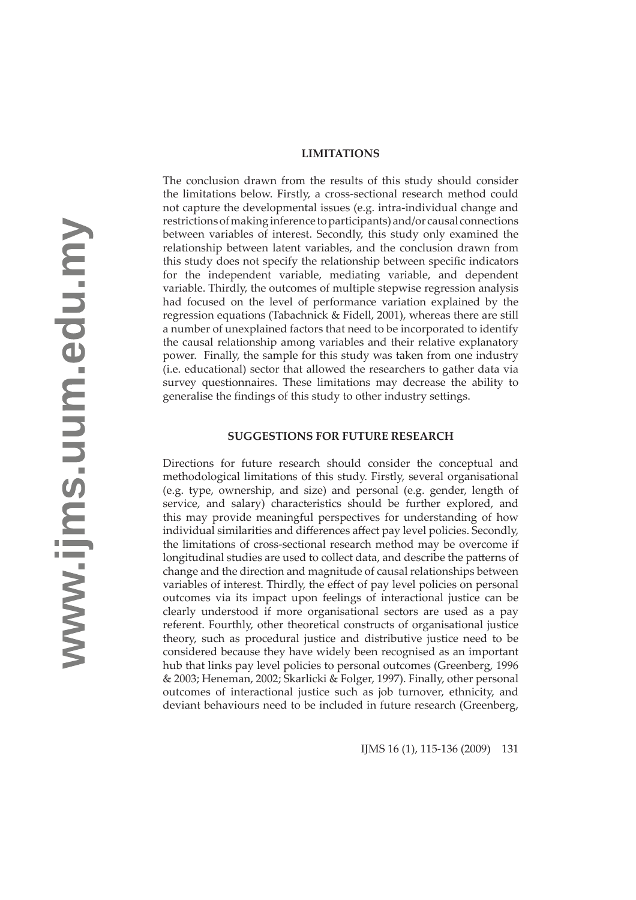## LIMITATIONS

The conclusion drawn from the results of this study should consider the limitations below. Firstly, a cross-sectional research method could not capture the developmental issues (e.g. intra-individual change and restrictions of making inference to participants) and/or causal connections between variables of interest. Secondly, this study only examined the relationship between latent variables, and the conclusion drawn from this study does not specify the relationship between specific indicators for the independent variable, mediating variable, and dependent variable. Thirdly, the outcomes of multiple stepwise regression analysis had focused on the level of performance variation explained by the regression equations (Tabachnick & Fidell, 2001), whereas there are still a number of unexplained factors that need to be incorporated to identify the causal relationship among variables and their relative explanatory power. Finally, the sample for this study was taken from one industry (i.e. educational) sector that allowed the researchers to gather data via survey questionnaires. These limitations may decrease the ability to generalise the findings of this study to other industry settings.

## SUGGESTIONS FOR FUTURE RESEARCH

Directions for future research should consider the conceptual and methodological limitations of this study. Firstly, several organisational (e.g. type, ownership, and size) and personal (e.g. gender, length of service, and salary) characteristics should be further explored, and this may provide meaningful perspectives for understanding of how individual similarities and differences affect pay level policies. Secondly, the limitations of cross-sectional research method may be overcome if longitudinal studies are used to collect data, and describe the patterns of change and the direction and magnitude of causal relationships between variables of interest. Thirdly, the effect of pay level policies on personal outcomes via its impact upon feelings of interactional justice can be clearly understood if more organisational sectors are used as a pay referent. Fourthly, other theoretical constructs of organisational justice theory, such as procedural justice and distributive justice need to be considered because they have widely been recognised as an important hub that links pay level policies to personal outcomes (Greenberg, 1996 & 2003; Heneman, 2002; Skarlicki & Folger, 1997). Finally, other personal outcomes of interactional justice such as job turnover, ethnicity, and deviant behaviours need to be included in future research (Greenberg,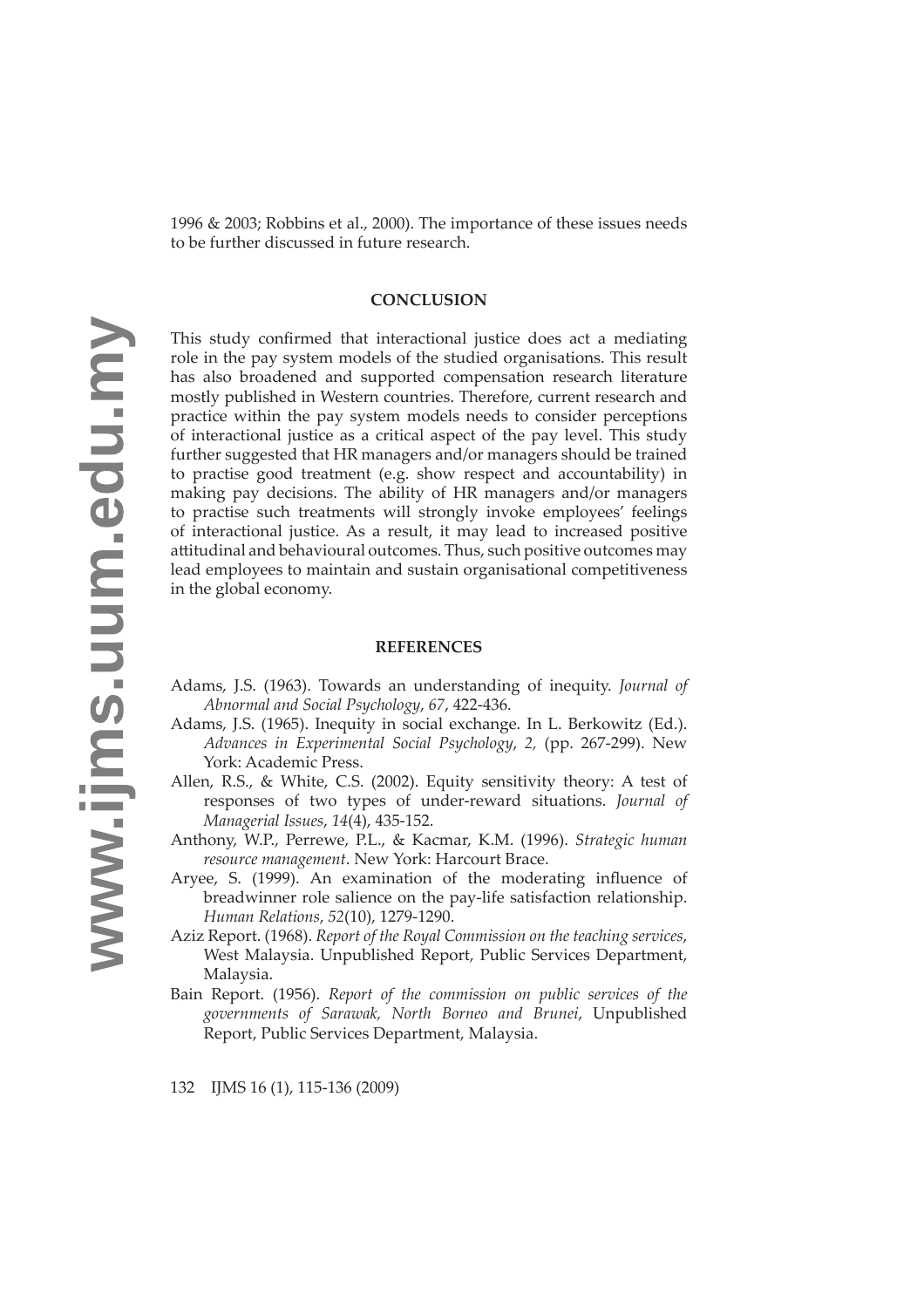1996 & 2003; Robbins et al., 2000). The importance of these issues needs to be further discussed in future research.

## CONCLUSION

This study confirmed that interactional justice does act a mediating role in the pay system models of the studied organisations. This result has also broadened and supported compensation research literature mostly published in Western countries. Therefore, current research and practice within the pay system models needs to consider perceptions of interactional justice as a critical aspect of the pay level. This study further suggested that HR managers and/or managers should be trained to practise good treatment (e.g. show respect and accountability) in making pay decisions. The ability of HR managers and/or managers to practise such treatments will strongly invoke employees' feelings of interactional justice. As a result, it may lead to increased positive attitudinal and behavioural outcomes. Thus, such positive outcomes may lead employees to maintain and sustain organisational competitiveness in the global economy.

## REFERENCES

Adams, J.S. (1963). Towards an understanding of inequity. *Journal of Abnormal and Social Psychology*, *67*, 422-436.

Adams, J.S. (1965). Inequity in social exchange. In L. Berkowitz (Ed.). *Advances in Experimental Social Psychology*, *2,* (pp. 267-299). New York: Academic Press.

Allen, R.S., & White, C.S. (2002). Equity sensitivity theory: A test of responses of two types of under-reward situations. *Journal of Managerial Issues*, *14*(4), 435-152.

Anthony, W.P., Perrewe, P.L., & Kacmar, K.M. (1996). *Strategic human resource management*. New York: Harcourt Brace.

Aryee, S. (1999). An examination of the moderating influence of breadwinner role salience on the pay-life satisfaction relationship. *Human Relations*, *52*(10), 1279-1290.

Aziz Report. (1968). *Report of the Royal Commission on the teaching services*, West Malaysia. Unpublished Report, Public Services Department, Malaysia.

Bain Report. (1956). *Report of the commission on public services of the governments of Sarawak, North Borneo and Brunei*, Unpublished Report, Public Services Department, Malaysia.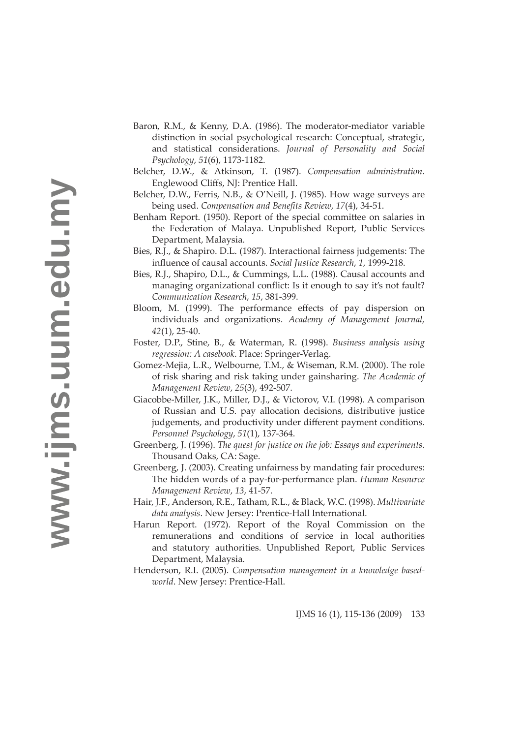Baron, R.M., & Kenny, D.A. (1986). The moderator-mediator variable distinction in social psychological research: Conceptual, strategic, and statistical considerations. *Journal of Personality and Social Psychology*, *51*(6), 1173-1182.

Belcher, D.W., & Atkinson, T. (1987). *Compensation administration*. Englewood Cliffs, NJ: Prentice Hall.

Belcher, D.W., Ferris, N.B., & O'Neill, J. (1985). How wage surveys are being used. *Compensation and Benefits Review*, *17*(4), 34-51.

Benham Report. (1950). Report of the special committee on salaries in the Federation of Malaya. Unpublished Report, Public Services Department, Malaysia.

Bies, R.J., & Shapiro. D.L. (1987). Interactional fairness judgements: The influence of causal accounts. *Social Justice Research*, *1*, 1999-218.

Bies, R.J., Shapiro, D.L., & Cummings, L.L. (1988). Causal accounts and managing organizational conflict: Is it enough to say it's not fault? *Communication Research*, *15*, 381-399.

Bloom, M. (1999). The performance effects of pay dispersion on individuals and organizations. *Academy of Management Journal, 42*(1), 25-40.

Foster, D.P., Stine, B., & Waterman, R. (1998). *Business analysis using regression: A casebook*. Place: Springer-Verlag.

Gomez-Mejia, L.R., Welbourne, T.M., & Wiseman, R.M. (2000). The role of risk sharing and risk taking under gainsharing. *The Academic of Management Review*, *25*(3), 492-507.

Giacobbe-Miller, J.K., Miller, D.J., & Victorov, V.I. (1998). A comparison of Russian and U.S. pay allocation decisions, distributive justice judgements, and productivity under different payment conditions. *Personnel Psychology*, *51*(1), 137-364.

Greenberg, J. (1996). *The quest for justice on the job: Essays and experiments*. Thousand Oaks, CA: Sage.

Greenberg, J. (2003). Creating unfairness by mandating fair procedures: The hidden words of a pay-for-performance plan. *Human Resource Management Review*, *13*, 41-57.

Hair, J.F., Anderson, R.E., Tatham, R.L., & Black, W.C. (1998). *Multivariate data analysis*. New Jersey: Prentice-Hall International.

Harun Report. (1972). Report of the Royal Commission on the remunerations and conditions of service in local authorities and statutory authorities. Unpublished Report, Public Services Department, Malaysia.

Henderson, R.I. (2005). *Compensation management in a knowledge based-world*. New Jersey: Prentice-Hall.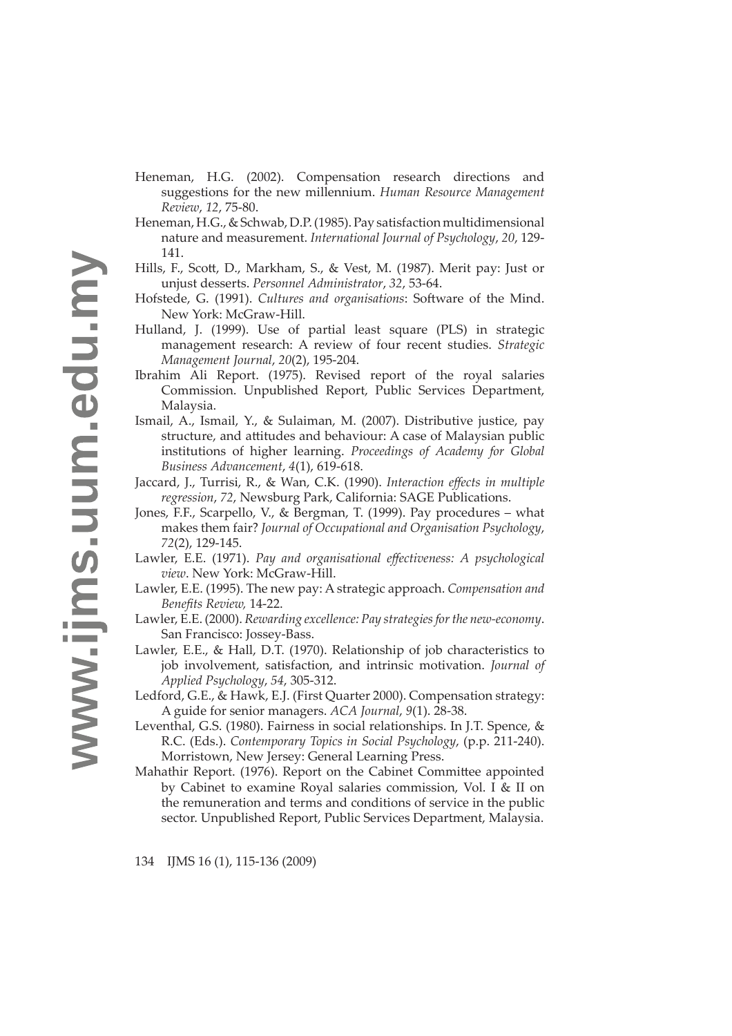Heneman, H.G. (2002). Compensation research directions and suggestions for the new millennium. *Human Resource Management Review*, *12*, 75-80.

Heneman, H.G., & Schwab, D.P. (1985). Pay satisfaction multidimensional nature and measurement. *International Journal of Psychology*, *20*, 129-141.

Hills, F., Scott, D., Markham, S., & Vest, M. (1987). Merit pay: Just or unjust desserts. *Personnel Administrator*, *32*, 53-64.

Hofstede, G. (1991). *Cultures and organisations*: Software of the Mind. New York: McGraw-Hill.

Hulland, J. (1999). Use of partial least square (PLS) in strategic management research: A review of four recent studies. *Strategic Management Journal*, *20*(2), 195-204.

Ibrahim Ali Report. (1975). Revised report of the royal salaries Commission. Unpublished Report, Public Services Department, Malaysia.

Ismail, A., Ismail, Y., & Sulaiman, M. (2007). Distributive justice, pay structure, and attitudes and behaviour: A case of Malaysian public institutions of higher learning. *Proceedings of Academy for Global Business Advancement*, *4*(1), 619-618.

Jaccard, J., Turrisi, R., & Wan, C.K. (1990). *Interaction effects in multiple regression*, *72*, Newsburg Park, California: SAGE Publications.

Jones, F.F., Scarpello, V., & Bergman, T. (1999). Pay procedures – what makes them fair? *Journal of Occupational and Organisation Psychology*, *72*(2), 129-145.

Lawler, E.E. (1971). *Pay and organisational effectiveness: A psychological view*. New York: McGraw-Hill.

Lawler, E.E. (1995). The new pay: A strategic approach. *Compensation and Benefits Review,* 14-22.

Lawler, E.E. (2000). *Rewarding excellence: Pay strategies for the new-economy*. San Francisco: Jossey-Bass.

Lawler, E.E., & Hall, D.T. (1970). Relationship of job characteristics to job involvement, satisfaction, and intrinsic motivation. *Journal of Applied Psychology*, *54*, 305-312.

Ledford, G.E., & Hawk, E.J. (First Quarter 2000). Compensation strategy: A guide for senior managers. *ACA Journal, 9*(1). 28-38.

Leventhal, G.S. (1980). Fairness in social relationships. In J.T. Spence, & R.C. (Eds.). *Contemporary Topics in Social Psychology*, (p.p. 211-240). Morristown, New Jersey: General Learning Press.

Mahathir Report. (1976). Report on the Cabinet Committee appointed by Cabinet to examine Royal salaries commission, Vol. I & II on the remuneration and terms and conditions of service in the public sector. Unpublished Report, Public Services Department, Malaysia.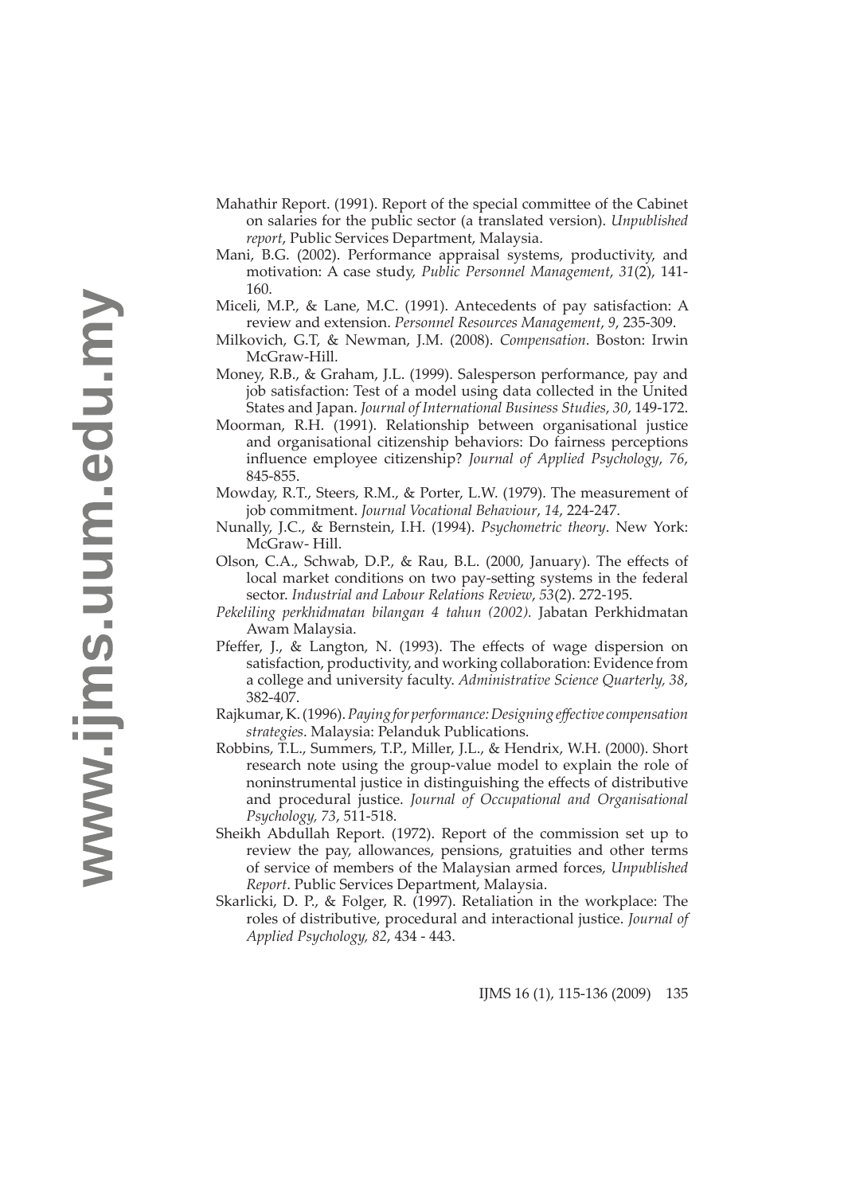Mahathir Report. (1991). Report of the special committee of the Cabinet on salaries for the public sector (a translated version). *Unpublished report*, Public Services Department, Malaysia.

Mani, B.G. (2002). Performance appraisal systems, productivity, and motivation: A case study, *Public Personnel Management*, *31*(2), 141-160.

Miceli, M.P., & Lane, M.C. (1991). Antecedents of pay satisfaction: A review and extension. *Personnel Resources Management*, *9*, 235-309.

Milkovich, G.T, & Newman, J.M. (2008). *Compensation*. Boston: Irwin McGraw-Hill.

Money, R.B., & Graham, J.L. (1999). Salesperson performance, pay and job satisfaction: Test of a model using data collected in the United States and Japan. *Journal of International Business Studies*, *30*, 149-172.

Moorman, R.H. (1991). Relationship between organisational justice and organisational citizenship behaviors: Do fairness perceptions influence employee citizenship? *Journal of Applied Psychology*, *76*, 845-855.

Mowday, R.T., Steers, R.M., & Porter, L.W. (1979). The measurement of job commitment. *Journal Vocational Behaviour*, *14*, 224-247.

Nunally, J.C., & Bernstein, I.H. (1994). *Psychometric theory*. New York: McGraw- Hill.

Olson, C.A., Schwab, D.P., & Rau, B.L. (2000, January). The effects of local market conditions on two pay-setting systems in the federal sector. *Industrial and Labour Relations Review*, *53*(2). 272-195.

*Pekeliling perkhidmatan bilangan 4 tahun (2002).* Jabatan Perkhidmatan Awam Malaysia.

Pfeffer, J., & Langton, N. (1993). The effects of wage dispersion on satisfaction, productivity, and working collaboration: Evidence from a college and university faculty. *Administrative Science Quarterly, 38*, 382-407.

Rajkumar, K. (1996). *Paying for performance: Designing effective compensation strategies*. Malaysia: Pelanduk Publications.

Robbins, T.L., Summers, T.P., Miller, J.L., & Hendrix, W.H. (2000). Short research note using the group-value model to explain the role of noninstrumental justice in distinguishing the effects of distributive and procedural justice. *Journal of Occupational and Organisational Psychology, 73*, 511-518.

Sheikh Abdullah Report. (1972). Report of the commission set up to review the pay, allowances, pensions, gratuities and other terms of service of members of the Malaysian armed forces, *Unpublished Report*. Public Services Department, Malaysia.

Skarlicki, D. P., & Folger, R. (1997). Retaliation in the workplace: The roles of distributive, procedural and interactional justice. *Journal of Applied Psychology, 82*, 434 - 443.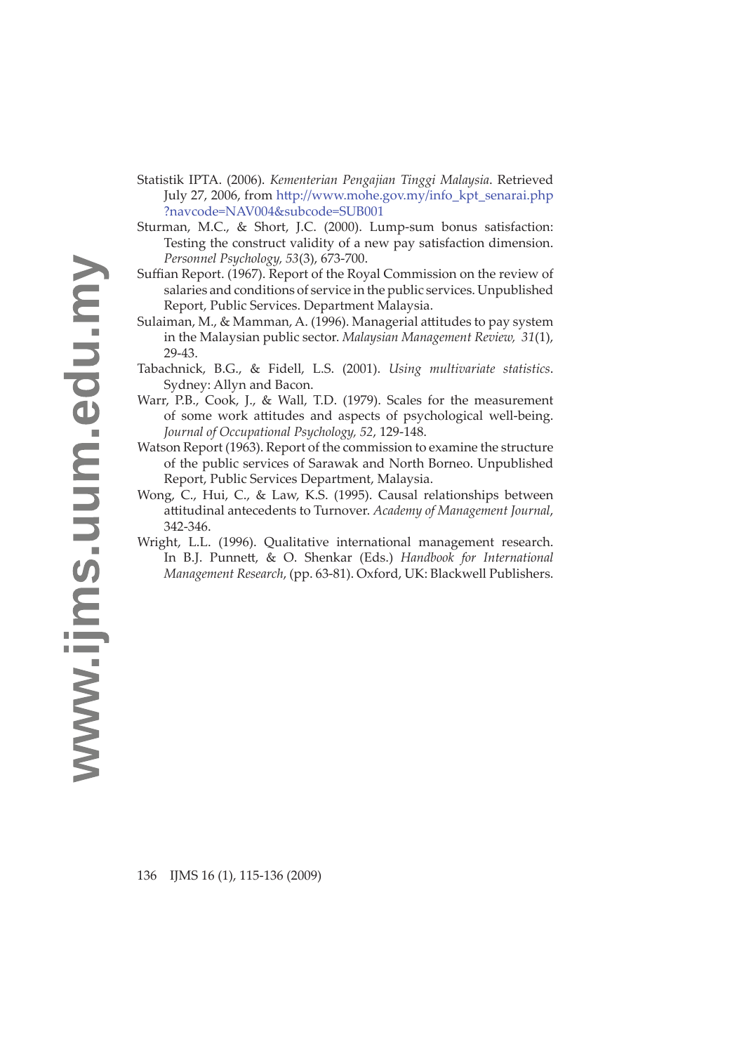Statistik IPTA. (2006). *Kementerian Pengajian Tinggi Malaysia*. Retrieved July 27, 2006, from http://www.mohe.gov.my/info_kpt_senarai.php?navcode=NAV004&subcode=SUB001

Sturman, M.C., & Short, J.C. (2000). Lump-sum bonus satisfaction: Testing the construct validity of a new pay satisfaction dimension. *Personnel Psychology, 53*(3), 673-700.

Suffian Report. (1967). Report of the Royal Commission on the review of salaries and conditions of service in the public services. Unpublished Report, Public Services. Department Malaysia.

Sulaiman, M., & Mamman, A. (1996). Managerial attitudes to pay system in the Malaysian public sector. *Malaysian Management Review, 31*(1), 29-43.

Tabachnick, B.G., & Fidell, L.S. (2001). *Using multivariate statistics*. Sydney: Allyn and Bacon.

Warr, P.B., Cook, J., & Wall, T.D. (1979). Scales for the measurement of some work attitudes and aspects of psychological well-being. *Journal of Occupational Psychology, 52*, 129-148.

Watson Report (1963). Report of the commission to examine the structure of the public services of Sarawak and North Borneo. Unpublished Report, Public Services Department, Malaysia.

Wong, C., Hui, C., & Law, K.S. (1995). Causal relationships between attitudinal antecedents to Turnover. *Academy of Management Journal*, 342-346.

Wright, L.L. (1996). Qualitative international management research. In B.J. Punnett, & O. Shenkar (Eds.) *Handbook for International Management Research*, (pp. 63-81). Oxford, UK: Blackwell Publishers.